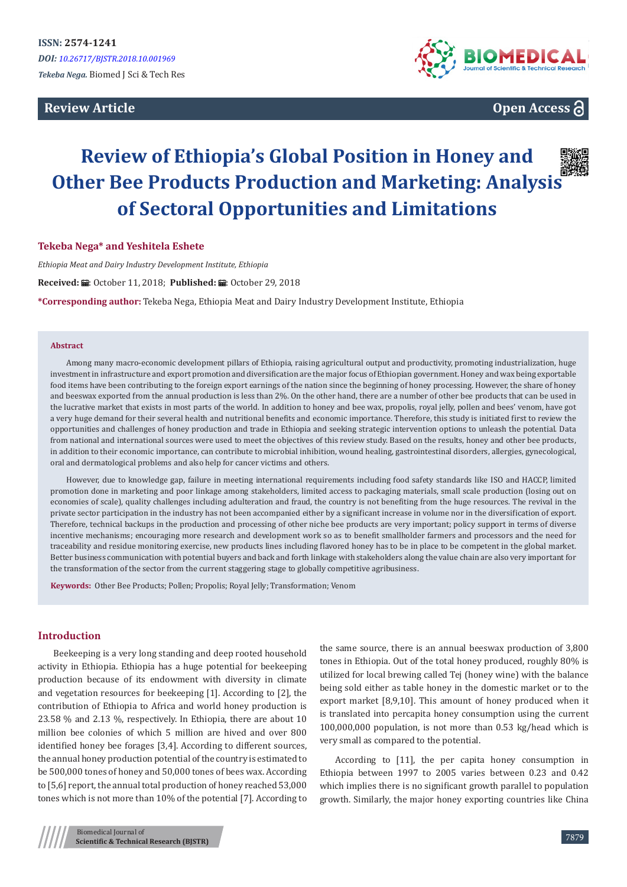ISSN: 2574-1241

*DOI: 10.26717/BJSTR.2018.10.001969*

*Tekeba Nega.* Biomed J Sci & Tech Res

**Review Article**

**Open Access**

# Review of Ethiopia's Global Position in Honey and Other Bee Products Production and Marketing: Analysis of Sectoral Opportunities and Limitations

**Tekeba Nega\* and Yeshitela Eshete**

*Ethiopia Meat and Dairy Industry Development Institute, Ethiopia*

**Received:** October 11, 2018; **Published:** October 29, 2018

**\*Corresponding author:** Tekeba Nega, Ethiopia Meat and Dairy Industry Development Institute, Ethiopia

## Abstract

Among many macro-economic development pillars of Ethiopia, raising agricultural output and productivity, promoting industrialization, huge investment in infrastructure and export promotion and diversification are the major focus of Ethiopian government. Honey and wax being exportable food items have been contributing to the foreign export earnings of the nation since the beginning of honey processing. However, the share of honey and beeswax exported from the annual production is less than 2%. On the other hand, there are a number of other bee products that can be used in the lucrative market that exists in most parts of the world. In addition to honey and bee wax, propolis, royal jelly, pollen and bees' venom, have got a very huge demand for their several health and nutritional benefits and economic importance. Therefore, this study is initiated first to review the opportunities and challenges of honey production and trade in Ethiopia and seeking strategic intervention options to unleash the potential. Data from national and international sources were used to meet the objectives of this review study. Based on the results, honey and other bee products, in addition to their economic importance, can contribute to microbial inhibition, wound healing, gastrointestinal disorders, allergies, gynecological, oral and dermatological problems and also help for cancer victims and others.

However, due to knowledge gap, failure in meeting international requirements including food safety standards like ISO and HACCP, limited promotion done in marketing and poor linkage among stakeholders, limited access to packaging materials, small scale production (losing out on economies of scale), quality challenges including adulteration and fraud, the country is not benefiting from the huge resources. The revival in the private sector participation in the industry has not been accompanied either by a significant increase in volume nor in the diversification of export. Therefore, technical backups in the production and processing of other niche bee products are very important; policy support in terms of diverse incentive mechanisms; encouraging more research and development work so as to benefit smallholder farmers and processors and the need for traceability and residue monitoring exercise, new products lines including flavored honey has to be in place to be competent in the global market. Better business communication with potential buyers and back and forth linkage with stakeholders along the value chain are also very important for the transformation of the sector from the current staggering stage to globally competitive agribusiness.

**Keywords:** Other Bee Products; Pollen; Propolis; Royal Jelly; Transformation; Venom

## Introduction

Beekeeping is a very long standing and deep rooted household activity in Ethiopia. Ethiopia has a huge potential for beekeeping production because of its endowment with diversity in climate and vegetation resources for beekeeping [1]. According to [2], the contribution of Ethiopia to Africa and world honey production is 23.58 % and 2.13 %, respectively. In Ethiopia, there are about 10 million bee colonies of which 5 million are hived and over 800 identified honey bee forages [3,4]. According to different sources, the annual honey production potential of the country is estimated to be 500,000 tones of honey and 50,000 tones of bees wax. According to [5,6] report, the annual total production of honey reached 53,000 tones which is not more than 10% of the potential [7]. According to the same source, there is an annual beeswax production of 3,800 tones in Ethiopia. Out of the total honey produced, roughly 80% is utilized for local brewing called Tej (honey wine) with the balance being sold either as table honey in the domestic market or to the export market [8,9,10]. This amount of honey produced when it is translated into percapita honey consumption using the current 100,000,000 population, is not more than 0.53 kg/head which is very small as compared to the potential.

According to [11], the per capita honey consumption in Ethiopia between 1997 to 2005 varies between 0.23 and 0.42 which implies there is no significant growth parallel to population growth. Similarly, the major honey exporting countries like China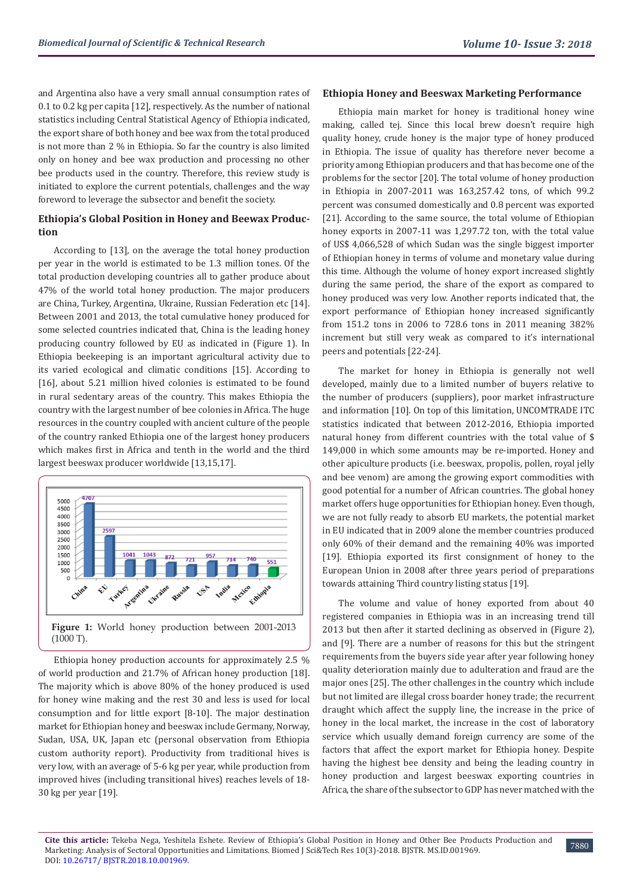and Argentina also have a very small annual consumption rates of 0.1 to 0.2 kg per capita [12], respectively. As the number of national statistics including Central Statistical Agency of Ethiopia indicated, the export share of both honey and bee wax from the total produced is not more than 2 % in Ethiopia. So far the country is also limited only on honey and bee wax production and processing no other bee products used in the country. Therefore, this review study is initiated to explore the current potentials, challenges and the way foreword to leverage the subsector and benefit the society.

## Ethiopia's Global Position in Honey and Beewax Production

According to [13], on the average the total honey production per year in the world is estimated to be 1.3 million tones. Of the total production developing countries all to gather produce about 47% of the world total honey production. The major producers are China, Turkey, Argentina, Ukraine, Russian Federation etc [14]. Between 2001 and 2013, the total cumulative honey produced for some selected countries indicated that, China is the leading honey producing country followed by EU as indicated in (Figure 1). In Ethiopia beekeeping is an important agricultural activity due to its varied ecological and climatic conditions [15]. According to [16], about 5.21 million hived colonies is estimated to be found in rural sedentary areas of the country. This makes Ethiopia the country with the largest number of bee colonies in Africa. The huge resources in the country coupled with ancient culture of the people of the country ranked Ethiopia one of the largest honey producers which makes first in Africa and tenth in the world and the third largest beeswax producer worldwide [13,15,17].

| Country | Production (1000 T) |
|---|---|
| China | 4707 |
| EU | 2597 |
| Turkey | 1041 |
| Argentina | 1043 |
| Ukraine | 872 |
| Russia | 721 |
| USA | 957 |
| India | 714 |
| Mexico | 740 |
| Ethiopia | 551 |

**Figure 1:** World honey production between 2001-2013 (1000 T).

Ethiopia honey production accounts for approximately 2.5 % of world production and 21.7% of African honey production [18]. The majority which is above 80% of the honey produced is used for honey wine making and the rest 30 and less is used for local consumption and for little export [8-10]. The major destination market for Ethiopian honey and beeswax include Germany, Norway, Sudan, USA, UK, Japan etc (personal observation from Ethiopia custom authority report). Productivity from traditional hives is very low, with an average of 5-6 kg per year, while production from improved hives (including transitional hives) reaches levels of 18-30 kg per year [19].

## Ethiopia Honey and Beeswax Marketing Performance

Ethiopia main market for honey is traditional honey wine making, called tej. Since this local brew doesn't require high quality honey, crude honey is the major type of honey produced in Ethiopia. The issue of quality has therefore never become a priority among Ethiopian producers and that has become one of the problems for the sector [20]. The total volume of honey production in Ethiopia in 2007-2011 was 163,257.42 tons, of which 99.2 percent was consumed domestically and 0.8 percent was exported [21]. According to the same source, the total volume of Ethiopian honey exports in 2007-11 was 1,297.72 ton, with the total value of US$ 4,066,528 of which Sudan was the single biggest importer of Ethiopian honey in terms of volume and monetary value during this time. Although the volume of honey export increased slightly during the same period, the share of the export as compared to honey produced was very low. Another reports indicated that, the export performance of Ethiopian honey increased significantly from 151.2 tons in 2006 to 728.6 tons in 2011 meaning 382% increment but still very weak as compared to it's international peers and potentials [22-24].

The market for honey in Ethiopia is generally not well developed, mainly due to a limited number of buyers relative to the number of producers (suppliers), poor market infrastructure and information [10]. On top of this limitation, UNCOMTRADE ITC statistics indicated that between 2012-2016, Ethiopia imported natural honey from different countries with the total value of $ 149,000 in which some amounts may be re-imported. Honey and other apiculture products (i.e. beeswax, propolis, pollen, royal jelly and bee venom) are among the growing export commodities with good potential for a number of African countries. The global honey market offers huge opportunities for Ethiopian honey. Even though, we are not fully ready to absorb EU markets, the potential market in EU indicated that in 2009 alone the member countries produced only 60% of their demand and the remaining 40% was imported [19]. Ethiopia exported its first consignment of honey to the European Union in 2008 after three years period of preparations towards attaining Third country listing status [19].

The volume and value of honey exported from about 40 registered companies in Ethiopia was in an increasing trend till 2013 but then after it started declining as observed in (Figure 2), and [9]. There are a number of reasons for this but the stringent requirements from the buyers side year after year following honey quality deterioration mainly due to adulteration and fraud are the major ones [25]. The other challenges in the country which include but not limited are illegal cross boarder honey trade; the recurrent draught which affect the supply line, the increase in the price of honey in the local market, the increase in the cost of laboratory service which usually demand foreign currency are some of the factors that affect the export market for Ethiopia honey. Despite having the highest bee density and being the leading country in honey production and largest beeswax exporting countries in Africa, the share of the subsector to GDP has never matched with the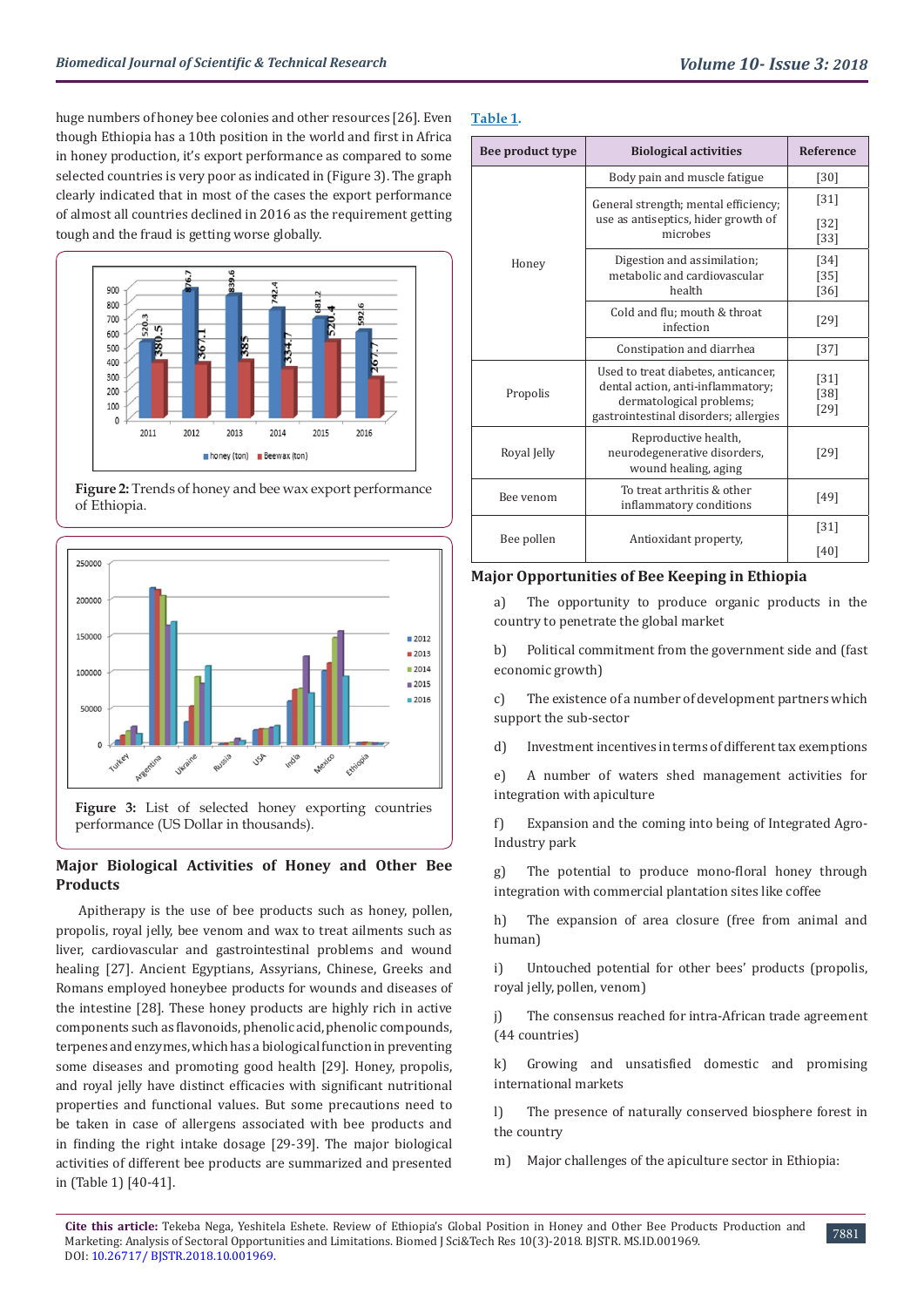huge numbers of honey bee colonies and other resources [26]. Even though Ethiopia has a 10th position in the world and first in Africa in honey production, it's export performance as compared to some selected countries is very poor as indicated in (Figure 3). The graph clearly indicated that in most of the cases the export performance of almost all countries declined in 2016 as the requirement getting tough and the fraud is getting worse globally.

Figure 2: Trends of honey and bee wax export performance of Ethiopia.

Figure 3: List of selected honey exporting countries performance (US Dollar in thousands).

## Major Biological Activities of Honey and Other Bee Products

Apitherapy is the use of bee products such as honey, pollen, propolis, royal jelly, bee venom and wax to treat ailments such as liver, cardiovascular and gastrointestinal problems and wound healing [27]. Ancient Egyptians, Assyrians, Chinese, Greeks and Romans employed honeybee products for wounds and diseases of the intestine [28]. These honey products are highly rich in active components such as flavonoids, phenolic acid, phenolic compounds, terpenes and enzymes, which has a biological function in preventing some diseases and promoting good health [29]. Honey, propolis, and royal jelly have distinct efficacies with significant nutritional properties and functional values. But some precautions need to be taken in case of allergens associated with bee products and in finding the right intake dosage [29-39]. The major biological activities of different bee products are summarized and presented in (Table 1) [40-41].

Table 1.

| Bee product type | Biological activities | Reference |
|---|---|---|
| Honey | Body pain and muscle fatigue | [30] |
| | General strength; mental efficiency; use as antiseptics, hider growth of microbes | [31] [32] [33] |
| | Digestion and assimilation; metabolic and cardiovascular health | [34] [35] [36] |
| | Cold and flu; mouth & throat infection | [29] |
| | Constipation and diarrhea | [37] |
| Propolis | Used to treat diabetes, anticancer, dental action, anti-inflammatory; dermatological problems; gastrointestinal disorders; allergies | [31] [38] [29] |
| Royal Jelly | Reproductive health, neurodegenerative disorders, wound healing, aging | [29] |
| Bee venom | To treat arthritis & other inflammatory conditions | [49] |
| Bee pollen | Antioxidant property, | [31] [40] |

## Major Opportunities of Bee Keeping in Ethiopia

a) The opportunity to produce organic products in the country to penetrate the global market

b) Political commitment from the government side and (fast economic growth)

c) The existence of a number of development partners which support the sub-sector

d) Investment incentives in terms of different tax exemptions

e) A number of waters shed management activities for integration with apiculture

f) Expansion and the coming into being of Integrated Agro-Industry park

g) The potential to produce mono-floral honey through integration with commercial plantation sites like coffee

h) The expansion of area closure (free from animal and human)

i) Untouched potential for other bees' products (propolis, royal jelly, pollen, venom)

j) The consensus reached for intra-African trade agreement (44 countries)

k) Growing and unsatisfied domestic and promising international markets

l) The presence of naturally conserved biosphere forest in the country

m) Major challenges of the apiculture sector in Ethiopia: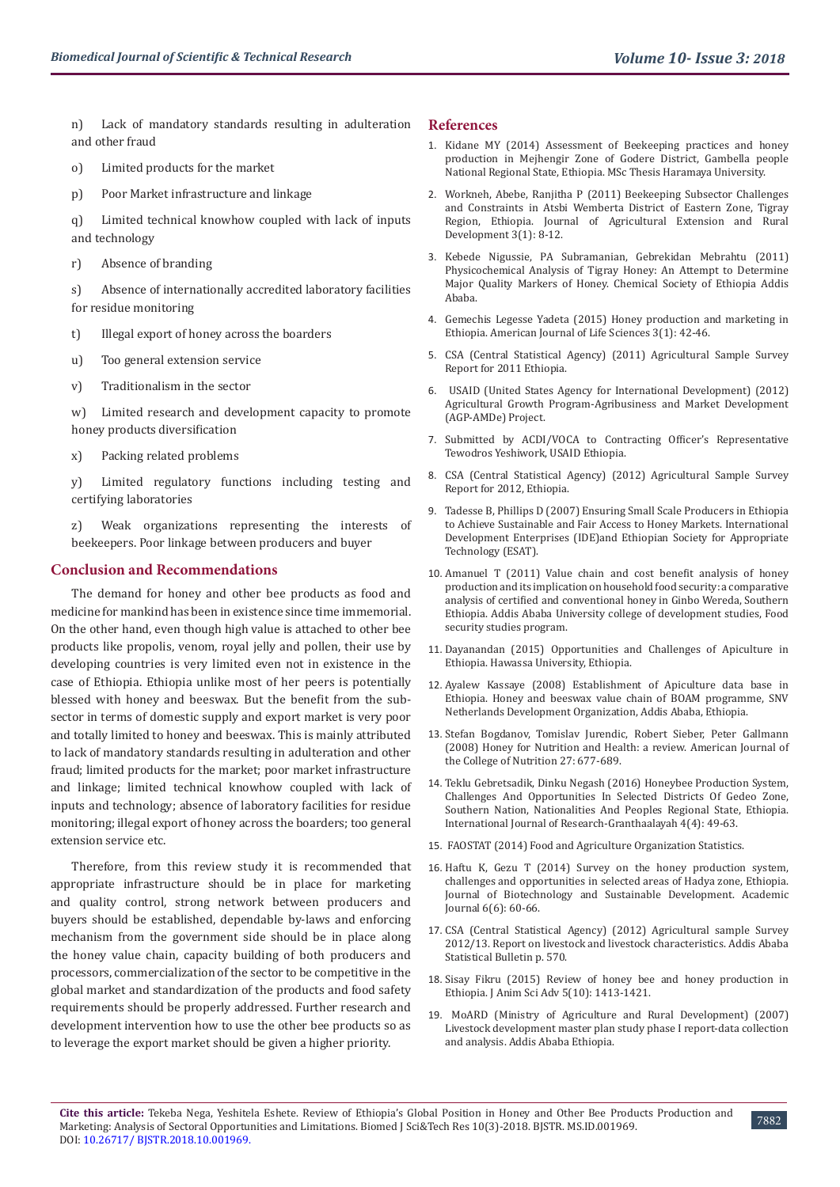n) Lack of mandatory standards resulting in adulteration and other fraud

o) Limited products for the market

p) Poor Market infrastructure and linkage

q) Limited technical knowhow coupled with lack of inputs and technology

r) Absence of branding

s) Absence of internationally accredited laboratory facilities for residue monitoring

t) Illegal export of honey across the boarders

u) Too general extension service

v) Traditionalism in the sector

w) Limited research and development capacity to promote honey products diversification

x) Packing related problems

y) Limited regulatory functions including testing and certifying laboratories

z) Weak organizations representing the interests of beekeepers. Poor linkage between producers and buyer

## Conclusion and Recommendations

The demand for honey and other bee products as food and medicine for mankind has been in existence since time immemorial. On the other hand, even though high value is attached to other bee products like propolis, venom, royal jelly and pollen, their use by developing countries is very limited even not in existence in the case of Ethiopia. Ethiopia unlike most of her peers is potentially blessed with honey and beeswax. But the benefit from the sub-sector in terms of domestic supply and export market is very poor and totally limited to honey and beeswax. This is mainly attributed to lack of mandatory standards resulting in adulteration and other fraud; limited products for the market; poor market infrastructure and linkage; limited technical knowhow coupled with lack of inputs and technology; absence of laboratory facilities for residue monitoring; illegal export of honey across the boarders; too general extension service etc.

Therefore, from this review study it is recommended that appropriate infrastructure should be in place for marketing and quality control, strong network between producers and buyers should be established, dependable by-laws and enforcing mechanism from the government side should be in place along the honey value chain, capacity building of both producers and processors, commercialization of the sector to be competitive in the global market and standardization of the products and food safety requirements should be properly addressed. Further research and development intervention how to use the other bee products so as to leverage the export market should be given a higher priority.

## References

1. Kidane MY (2014) Assessment of Beekeeping practices and honey production in Mejhengir Zone of Godere District, Gambella people National Regional State, Ethiopia. MSc Thesis Haramaya University.
2. Workneh, Abebe, Ranjitha P (2011) Beekeeping Subsector Challenges and Constraints in Atsbi Wemberta District of Eastern Zone, Tigray Region, Ethiopia. Journal of Agricultural Extension and Rural Development 3(1): 8-12.
3. Kebede Nigussie, PA Subramanian, Gebrekidan Mebrahtu (2011) Physicochemical Analysis of Tigray Honey: An Attempt to Determine Major Quality Markers of Honey. Chemical Society of Ethiopia Addis Ababa.
4. Gemechis Legesse Yadeta (2015) Honey production and marketing in Ethiopia. American Journal of Life Sciences 3(1): 42-46.
5. CSA (Central Statistical Agency) (2011) Agricultural Sample Survey Report for 2011 Ethiopia.
6. USAID (United States Agency for International Development) (2012) Agricultural Growth Program-Agribusiness and Market Development (AGP-AMDe) Project.
7. Submitted by ACDI/VOCA to Contracting Officer's Representative Tewodros Yeshiwork, USAID Ethiopia.
8. CSA (Central Statistical Agency) (2012) Agricultural Sample Survey Report for 2012, Ethiopia.
9. Tadesse B, Phillips D (2007) Ensuring Small Scale Producers in Ethiopia to Achieve Sustainable and Fair Access to Honey Markets. International Development Enterprises (IDE)and Ethiopian Society for Appropriate Technology (ESAT).
10. Amanuel T (2011) Value chain and cost benefit analysis of honey production and its implication on household food security: a comparative analysis of certified and conventional honey in Ginbo Wereda, Southern Ethiopia. Addis Ababa University college of development studies, Food security studies program.
11. Dayanandan (2015) Opportunities and Challenges of Apiculture in Ethiopia. Hawassa University, Ethiopia.
12. Ayalew Kassaye (2008) Establishment of Apiculture data base in Ethiopia. Honey and beeswax value chain of BOAM programme, SNV Netherlands Development Organization, Addis Ababa, Ethiopia.
13. Stefan Bogdanov, Tomislav Jurendic, Robert Sieber, Peter Gallmann (2008) Honey for Nutrition and Health: a review. American Journal of the College of Nutrition 27: 677-689.
14. Teklu Gebretsadik, Dinku Negash (2016) Honeybee Production System, Challenges And Opportunities In Selected Districts Of Gedeo Zone, Southern Nation, Nationalities And Peoples Regional State, Ethiopia. International Journal of Research-Granthaalayah 4(4): 49-63.
15. FAOSTAT (2014) Food and Agriculture Organization Statistics.
16. Haftu K, Gezu T (2014) Survey on the honey production system, challenges and opportunities in selected areas of Hadya zone, Ethiopia. Journal of Biotechnology and Sustainable Development. Academic Journal 6(6): 60-66.
17. CSA (Central Statistical Agency) (2012) Agricultural sample Survey 2012/13. Report on livestock and livestock characteristics. Addis Ababa Statistical Bulletin p. 570.
18. Sisay Fikru (2015) Review of honey bee and honey production in Ethiopia. J Anim Sci Adv 5(10): 1413-1421.
19. MoARD (Ministry of Agriculture and Rural Development) (2007) Livestock development master plan study phase I report-data collection and analysis. Addis Ababa Ethiopia.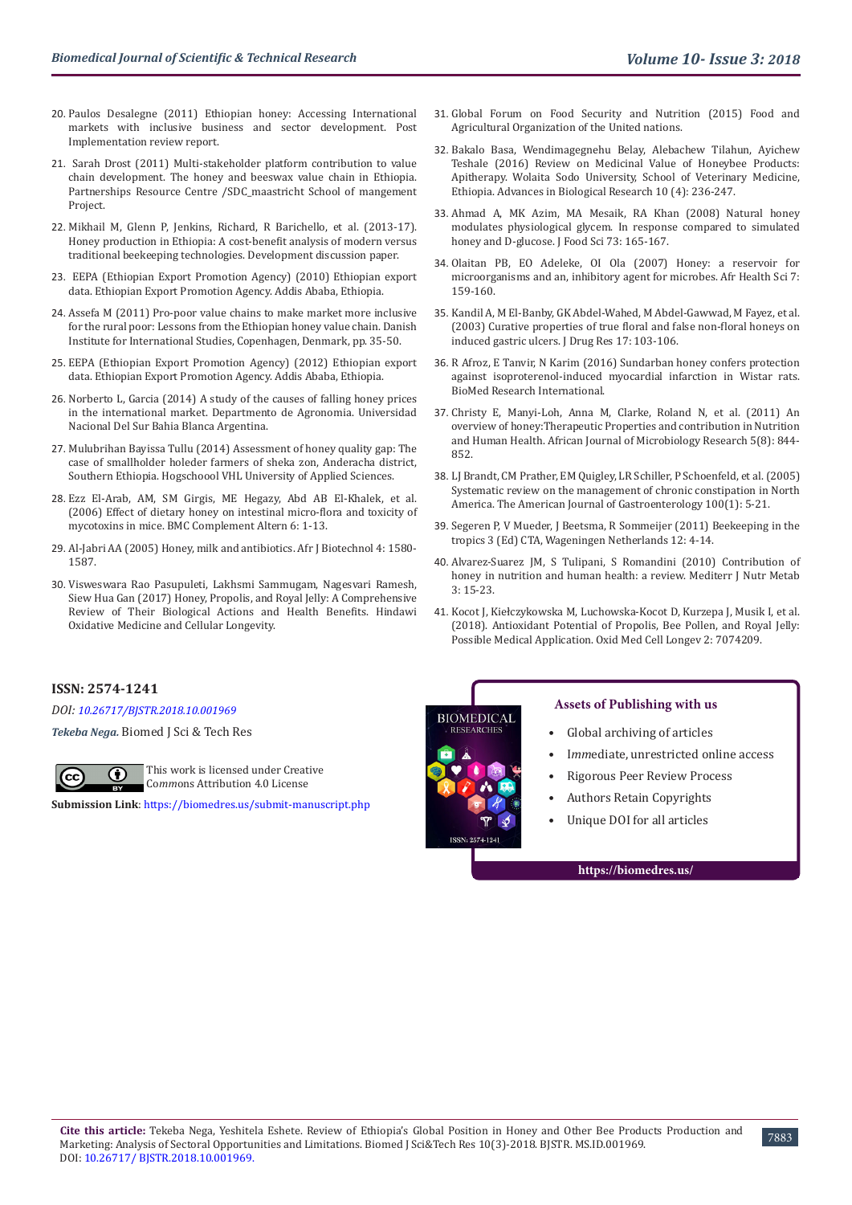20. Paulos Desalegne (2011) Ethiopian honey: Accessing International markets with inclusive business and sector development. Post Implementation review report.

21. Sarah Drost (2011) Multi-stakeholder platform contribution to value chain development. The honey and beeswax value chain in Ethiopia. Partnerships Resource Centre /SDC_maastricht School of mangement Project.

22. Mikhail M, Glenn P, Jenkins, Richard, R Barichello, et al. (2013-17). Honey production in Ethiopia: A cost-benefit analysis of modern versus traditional beekeeping technologies. Development discussion paper.

23. EEPA (Ethiopian Export Promotion Agency) (2010) Ethiopian export data. Ethiopian Export Promotion Agency. Addis Ababa, Ethiopia.

24. Assefa M (2011) Pro-poor value chains to make market more inclusive for the rural poor: Lessons from the Ethiopian honey value chain. Danish Institute for International Studies, Copenhagen, Denmark, pp. 35-50.

25. EEPA (Ethiopian Export Promotion Agency) (2012) Ethiopian export data. Ethiopian Export Promotion Agency. Addis Ababa, Ethiopia.

26. Norberto L, Garcia (2014) A study of the causes of falling honey prices in the international market. Departmento de Agronomia. Universidad Nacional Del Sur Bahia Blanca Argentina.

27. Mulubrihan Bayissa Tullu (2014) Assessment of honey quality gap: The case of smallholder holeder farmers of sheka zon, Anderacha district, Southern Ethiopia. Hogschoool VHL University of Applied Sciences.

28. Ezz El-Arab, AM, SM Girgis, ME Hegazy, Abd AB El-Khalek, et al. (2006) Effect of dietary honey on intestinal micro-flora and toxicity of mycotoxins in mice. BMC Complement Altern 6: 1-13.

29. Al-Jabri AA (2005) Honey, milk and antibiotics. Afr J Biotechnol 4: 1580-1587.

30. Visweswara Rao Pasupuleti, Lakhsmi Sammugam, Nagesvari Ramesh, Siew Hua Gan (2017) Honey, Propolis, and Royal Jelly: A Comprehensive Review of Their Biological Actions and Health Benefits. Hindawi Oxidative Medicine and Cellular Longevity.

31. Global Forum on Food Security and Nutrition (2015) Food and Agricultural Organization of the United nations.

32. Bakalo Basa, Wendimagegnehu Belay, Alebachew Tilahun, Ayichew Teshale (2016) Review on Medicinal Value of Honeybee Products: Apitherapy. Wolaita Sodo University, School of Veterinary Medicine, Ethiopia. Advances in Biological Research 10 (4): 236-247.

33. Ahmad A, MK Azim, MA Mesaik, RA Khan (2008) Natural honey modulates physiological glycem. In response compared to simulated honey and D-glucose. J Food Sci 73: 165-167.

34. Olaitan PB, EO Adeleke, OI Ola (2007) Honey: a reservoir for microorganisms and an, inhibitory agent for microbes. Afr Health Sci 7: 159-160.

35. Kandil A, M El-Banby, GK Abdel-Wahed, M Abdel-Gawwad, M Fayez, et al. (2003) Curative properties of true floral and false non-floral honeys on induced gastric ulcers. J Drug Res 17: 103-106.

36. R Afroz, E Tanvir, N Karim (2016) Sundarban honey confers protection against isoproterenol-induced myocardial infarction in Wistar rats. BioMed Research International.

37. Christy E, Manyi-Loh, Anna M, Clarke, Roland N, et al. (2011) An overview of honey:Therapeutic Properties and contribution in Nutrition and Human Health. African Journal of Microbiology Research 5(8): 844-852.

38. LJ Brandt, CM Prather, EM Quigley, LR Schiller, P Schoenfeld, et al. (2005) Systematic review on the management of chronic constipation in North America. The American Journal of Gastroenterology 100(1): 5-21.

39. Segeren P, V Mueder, J Beetsma, R Sommeijer (2011) Beekeeping in the tropics 3 (Ed) CTA, Wageningen Netherlands 12: 4-14.

40. Alvarez-Suarez JM, S Tulipani, S Romandini (2010) Contribution of honey in nutrition and human health: a review. Mediterr J Nutr Metab 3: 15-23.

41. Kocot J, Kiełczykowska M, Luchowska-Kocot D, Kurzepa J, Musik I, et al. (2018). Antioxidant Potential of Propolis, Bee Pollen, and Royal Jelly: Possible Medical Application. Oxid Med Cell Longev 2: 7074209.

**ISSN: 2574-1241**

*DOI: 10.26717/BJSTR.2018.10.001969*

***Tekeba Nega.*** Biomed J Sci & Tech Res

This work is licensed under Creative Commons Attribution 4.0 License

**Submission Link**: https://biomedres.us/submit-manuscript.php

**Assets of Publishing with us**

- Global archiving of articles
- Immediate, unrestricted online access
- Rigorous Peer Review Process
- Authors Retain Copyrights
- Unique DOI for all articles

**https://biomedres.us/**

**Cite this article:** Tekeba Nega, Yeshitela Eshete. Review of Ethiopia's Global Position in Honey and Other Bee Products Production and Marketing: Analysis of Sectoral Opportunities and Limitations. Biomed J Sci&Tech Res 10(3)-2018. BJSTR. MS.ID.001969. DOI: 10.26717/ BJSTR.2018.10.001969.